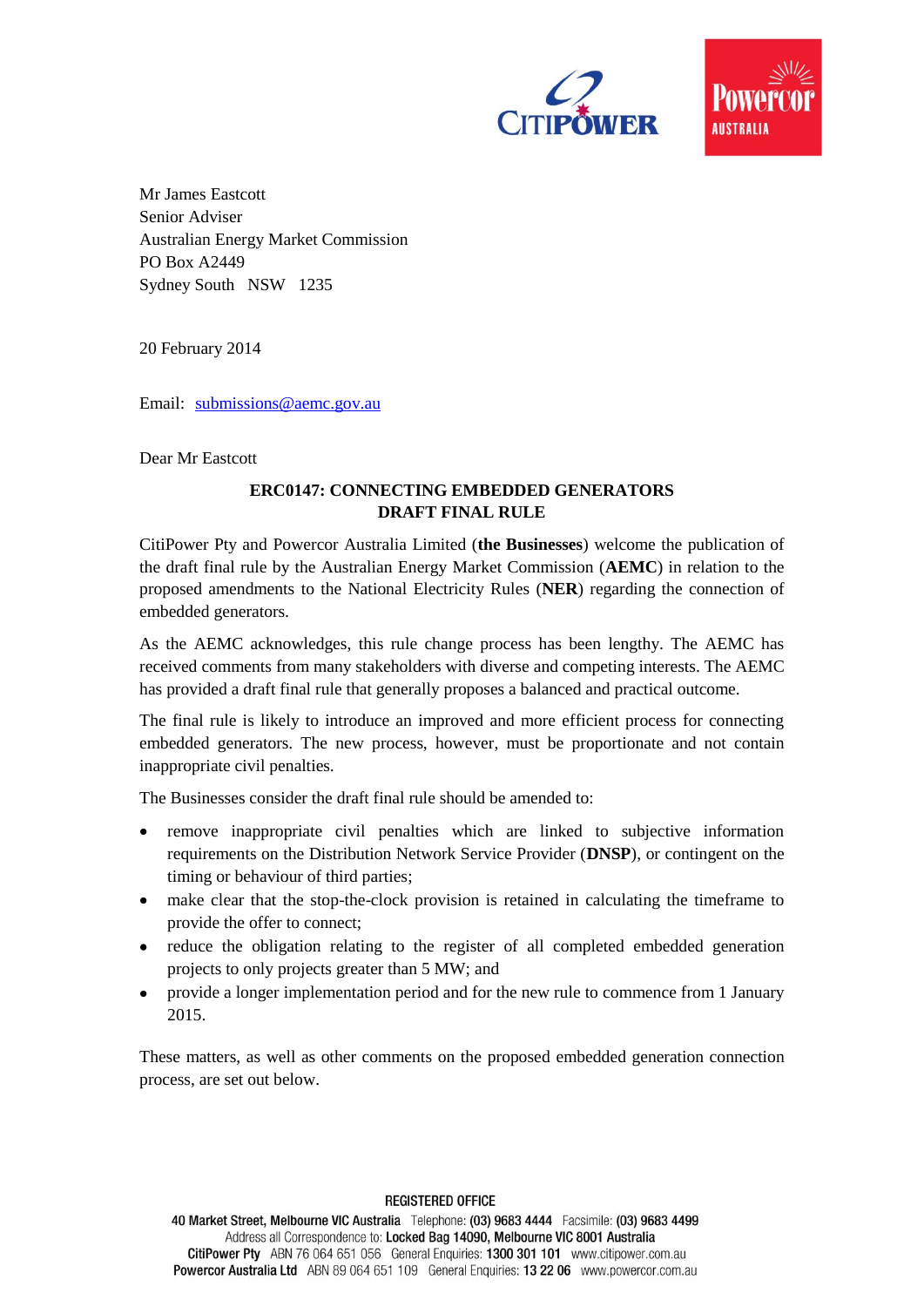Mr James Eastcott
Senior Adviser
Australian Energy Market Commission
PO Box A2449
Sydney South NSW 1235

20 February 2014

Email: submissions@aemc.gov.au

Dear Mr Eastcott

**ERC0147: CONNECTING EMBEDDED GENERATORS**
**DRAFT FINAL RULE**

CitiPower Pty and Powercor Australia Limited (**the Businesses**) welcome the publication of the draft final rule by the Australian Energy Market Commission (**AEMC**) in relation to the proposed amendments to the National Electricity Rules (**NER**) regarding the connection of embedded generators.

As the AEMC acknowledges, this rule change process has been lengthy. The AEMC has received comments from many stakeholders with diverse and competing interests. The AEMC has provided a draft final rule that generally proposes a balanced and practical outcome.

The final rule is likely to introduce an improved and more efficient process for connecting embedded generators. The new process, however, must be proportionate and not contain inappropriate civil penalties.

The Businesses consider the draft final rule should be amended to:

- remove inappropriate civil penalties which are linked to subjective information requirements on the Distribution Network Service Provider (**DNSP**), or contingent on the timing or behaviour of third parties;
- make clear that the stop-the-clock provision is retained in calculating the timeframe to provide the offer to connect;
- reduce the obligation relating to the register of all completed embedded generation projects to only projects greater than 5 MW; and
- provide a longer implementation period and for the new rule to commence from 1 January 2015.

These matters, as well as other comments on the proposed embedded generation connection process, are set out below.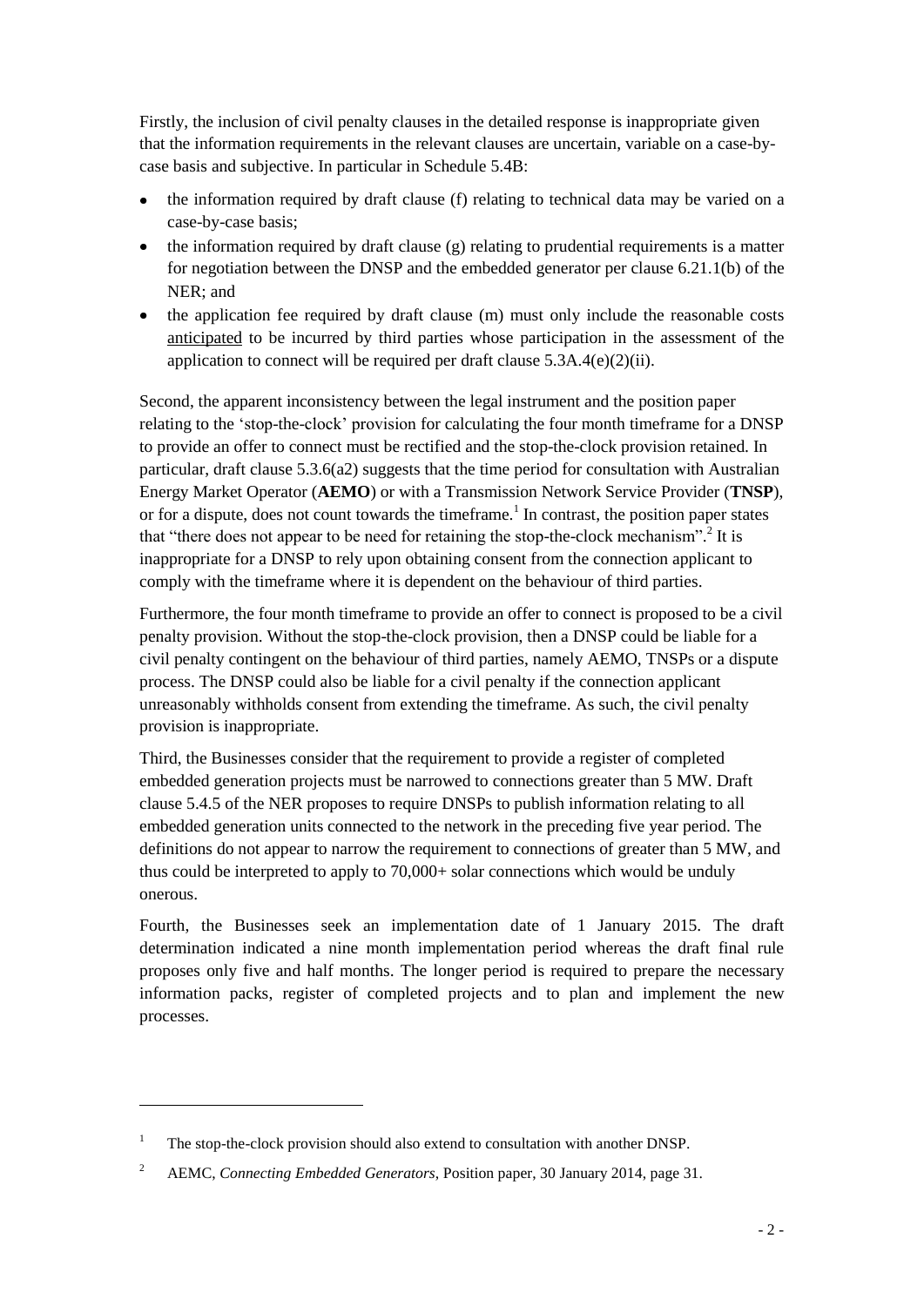Firstly, the inclusion of civil penalty clauses in the detailed response is inappropriate given that the information requirements in the relevant clauses are uncertain, variable on a case-by-case basis and subjective. In particular in Schedule 5.4B:

- the information required by draft clause (f) relating to technical data may be varied on a case-by-case basis;
- the information required by draft clause (g) relating to prudential requirements is a matter for negotiation between the DNSP and the embedded generator per clause 6.21.1(b) of the NER; and
- the application fee required by draft clause (m) must only include the reasonable costs anticipated to be incurred by third parties whose participation in the assessment of the application to connect will be required per draft clause 5.3A.4(e)(2)(ii).

Second, the apparent inconsistency between the legal instrument and the position paper relating to the 'stop-the-clock' provision for calculating the four month timeframe for a DNSP to provide an offer to connect must be rectified and the stop-the-clock provision retained. In particular, draft clause 5.3.6(a2) suggests that the time period for consultation with Australian Energy Market Operator (**AEMO**) or with a Transmission Network Service Provider (**TNSP**), or for a dispute, does not count towards the timeframe.[1] In contrast, the position paper states that "there does not appear to be need for retaining the stop-the-clock mechanism".[2] It is inappropriate for a DNSP to rely upon obtaining consent from the connection applicant to comply with the timeframe where it is dependent on the behaviour of third parties.

Furthermore, the four month timeframe to provide an offer to connect is proposed to be a civil penalty provision. Without the stop-the-clock provision, then a DNSP could be liable for a civil penalty contingent on the behaviour of third parties, namely AEMO, TNSPs or a dispute process. The DNSP could also be liable for a civil penalty if the connection applicant unreasonably withholds consent from extending the timeframe. As such, the civil penalty provision is inappropriate.

Third, the Businesses consider that the requirement to provide a register of completed embedded generation projects must be narrowed to connections greater than 5 MW. Draft clause 5.4.5 of the NER proposes to require DNSPs to publish information relating to all embedded generation units connected to the network in the preceding five year period. The definitions do not appear to narrow the requirement to connections of greater than 5 MW, and thus could be interpreted to apply to 70,000+ solar connections which would be unduly onerous.

Fourth, the Businesses seek an implementation date of 1 January 2015. The draft determination indicated a nine month implementation period whereas the draft final rule proposes only five and half months. The longer period is required to prepare the necessary information packs, register of completed projects and to plan and implement the new processes.

---

[1] The stop-the-clock provision should also extend to consultation with another DNSP.

[2] AEMC, *Connecting Embedded Generators*, Position paper, 30 January 2014, page 31.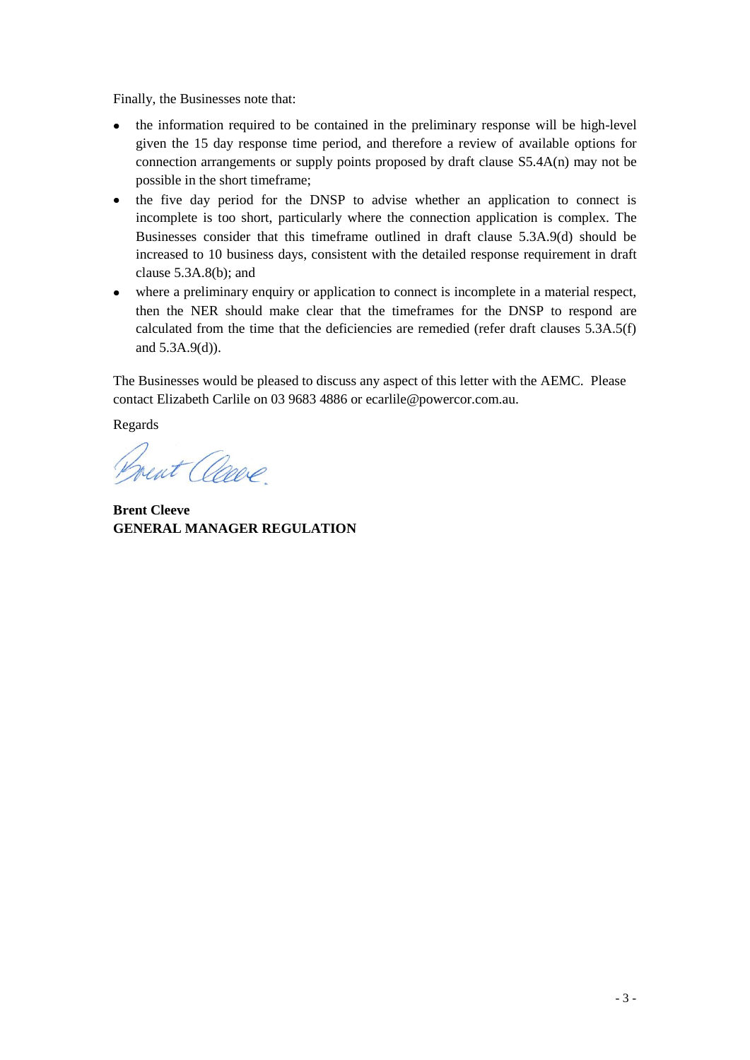Finally, the Businesses note that:

- the information required to be contained in the preliminary response will be high-level given the 15 day response time period, and therefore a review of available options for connection arrangements or supply points proposed by draft clause S5.4A(n) may not be possible in the short timeframe;
- the five day period for the DNSP to advise whether an application to connect is incomplete is too short, particularly where the connection application is complex. The Businesses consider that this timeframe outlined in draft clause 5.3A.9(d) should be increased to 10 business days, consistent with the detailed response requirement in draft clause 5.3A.8(b); and
- where a preliminary enquiry or application to connect is incomplete in a material respect, then the NER should make clear that the timeframes for the DNSP to respond are calculated from the time that the deficiencies are remedied (refer draft clauses 5.3A.5(f) and 5.3A.9(d)).

The Businesses would be pleased to discuss any aspect of this letter with the AEMC. Please contact Elizabeth Carlile on 03 9683 4886 or ecarlile@powercor.com.au.

Regards

**Brent Cleeve**
**GENERAL MANAGER REGULATION**